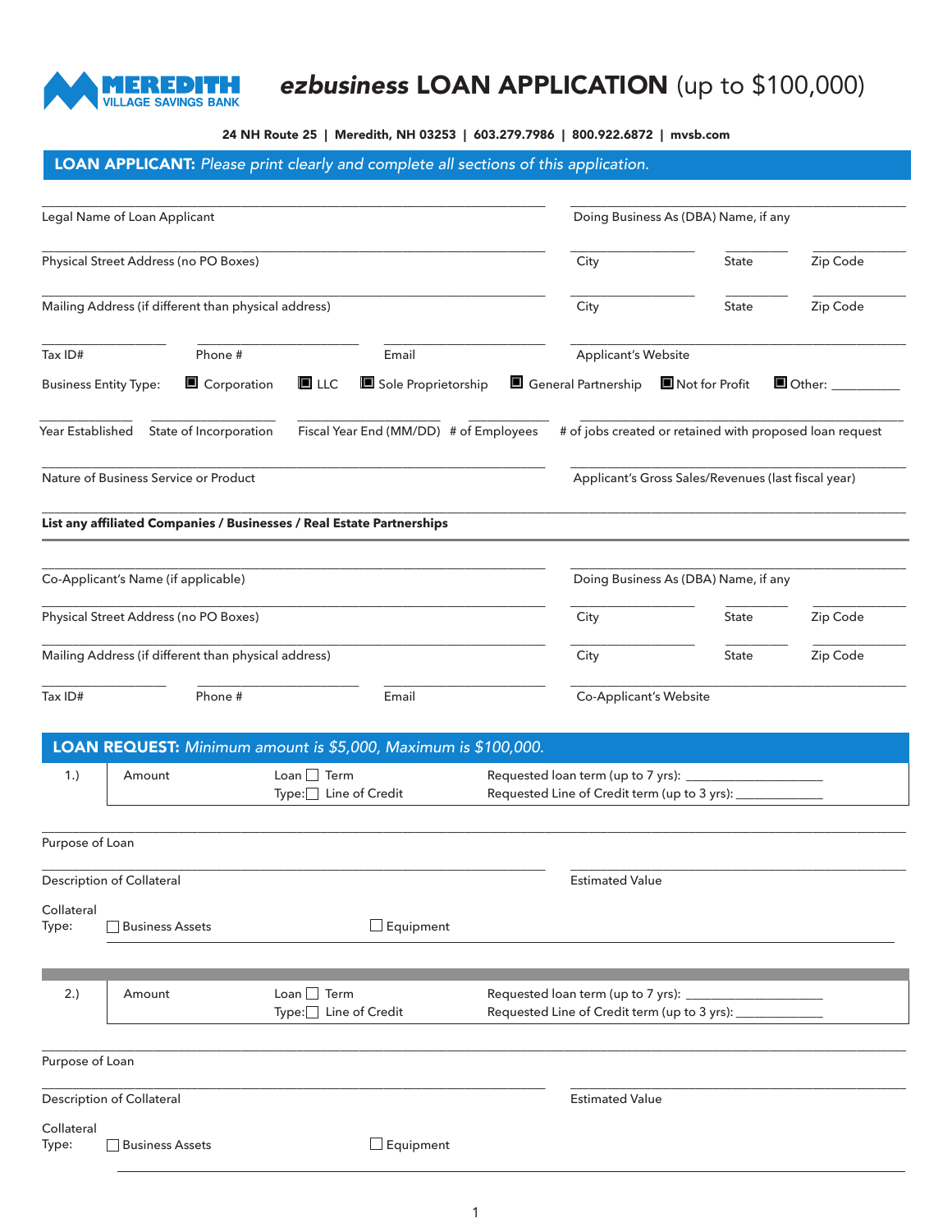# MEREDITH VILLAGE SAVINGS BANK

# *ezbusiness* LOAN APPLICATION (up to $100,000)

**24 NH Route 25 | Meredith, NH 03253 | 603.279.7986 | 800.922.6872 | mvsb.com**

## LOAN APPLICANT: *Please print clearly and complete all sections of this application.*

Legal Name of Loan Applicant ______________________ Doing Business As (DBA) Name, if any ______________________

Physical Street Address (no PO Boxes) ______________________ City __________ State __________ Zip Code __________

Mailing Address (if different than physical address) ______________________ City __________ State __________ Zip Code __________

Tax ID# __________ Phone # __________ Email __________ Applicant's Website __________

Business Entity Type: ■ Corporation ■ LLC ■ Sole Proprietorship ■ General Partnership ■ Not for Profit ■ Other: __________

Year Established __________ State of Incorporation __________ Fiscal Year End (MM/DD) __________ # of Employees __________ # of jobs created or retained with proposed loan request __________

Nature of Business Service or Product ______________________ Applicant's Gross Sales/Revenues (last fiscal year) __________

**List any affiliated Companies / Businesses / Real Estate Partnerships**

______________________________________________

Co-Applicant's Name (if applicable) ______________________ Doing Business As (DBA) Name, if any ______________________

Physical Street Address (no PO Boxes) ______________________ City __________ State __________ Zip Code __________

Mailing Address (if different than physical address) ______________________ City __________ State __________ Zip Code __________

Tax ID# __________ Phone # __________ Email __________ Co-Applicant's Website __________

## LOAN REQUEST: *Minimum amount is $5,000, Maximum is $100,000.*

| | | | |
|---|---|---|---|
| 1.) | Amount | Loan Type: ☐ Term ☐ Line of Credit | Requested loan term (up to 7 yrs): __________<br>Requested Line of Credit term (up to 3 yrs): __________ |

Purpose of Loan ______________________________________________

Description of Collateral ______________________ Estimated Value __________

Collateral Type: ☐ Business Assets ☐ Equipment

| | | | |
|---|---|---|---|
| 2.) | Amount | Loan Type: ☐ Term ☐ Line of Credit | Requested loan term (up to 7 yrs): __________<br>Requested Line of Credit term (up to 3 yrs): __________ |

Purpose of Loan ______________________________________________

Description of Collateral ______________________ Estimated Value __________

Collateral Type: ☐ Business Assets ☐ Equipment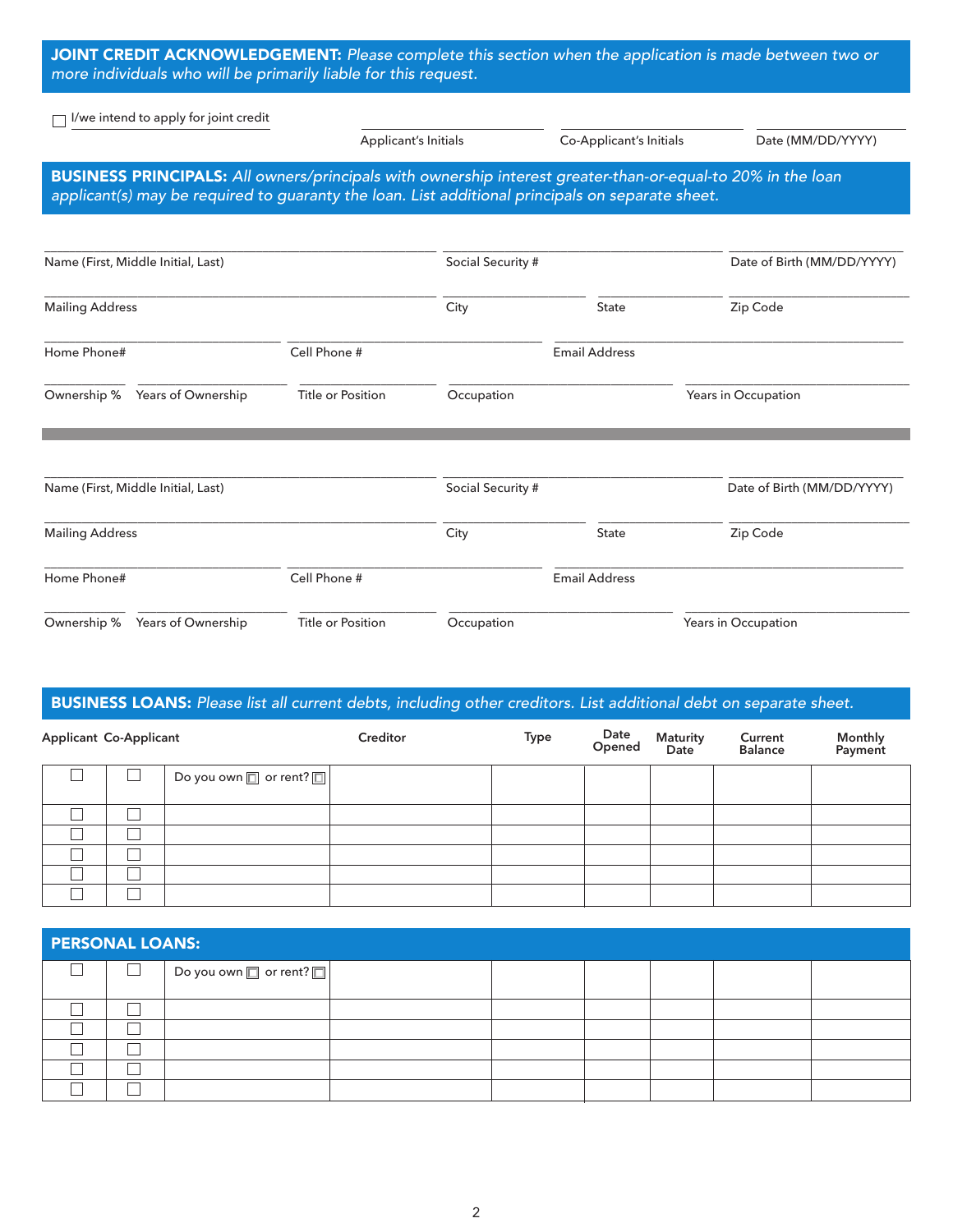## **JOINT CREDIT ACKNOWLEDGEMENT:** *Please complete this section when the application is made between two or more individuals who will be primarily liable for this request.*

☐ I/we intend to apply for joint credit

Applicant's Initials ______ Co-Applicant's Initials ______ Date (MM/DD/YYYY) ______

## **BUSINESS PRINCIPALS:** *All owners/principals with ownership interest greater-than-or-equal-to 20% in the loan applicant(s) may be required to guaranty the loan. List additional principals on separate sheet.*

Name (First, Middle Initial, Last) ______ Social Security # ______ Date of Birth (MM/DD/YYYY) ______

Mailing Address ______ City ______ State ______ Zip Code ______

Home Phone# ______ Cell Phone # ______ Email Address ______

Ownership % ______ Years of Ownership ______ Title or Position ______ Occupation ______ Years in Occupation ______

---

Name (First, Middle Initial, Last) ______ Social Security # ______ Date of Birth (MM/DD/YYYY) ______

Mailing Address ______ City ______ State ______ Zip Code ______

Home Phone# ______ Cell Phone # ______ Email Address ______

Ownership % ______ Years of Ownership ______ Title or Position ______ Occupation ______ Years in Occupation ______

## **BUSINESS LOANS:** *Please list all current debts, including other creditors. List additional debt on separate sheet.*

| Applicant | Co-Applicant | | Creditor | Type | Date Opened | Maturity Date | Current Balance | Monthly Payment |
|---|---|---|---|---|---|---|---|---|
| ☐ | ☐ | Do you own ☐ or rent? ☐ | | | | | | |
| ☐ | ☐ | | | | | | | |
| ☐ | ☐ | | | | | | | |
| ☐ | ☐ | | | | | | | |
| ☐ | ☐ | | | | | | | |
| ☐ | ☐ | | | | | | | |

## **PERSONAL LOANS:**

| Applicant | Co-Applicant | | Creditor | Type | Date Opened | Maturity Date | Current Balance | Monthly Payment |
|---|---|---|---|---|---|---|---|---|
| ☐ | ☐ | Do you own ☐ or rent? ☐ | | | | | | |
| ☐ | ☐ | | | | | | | |
| ☐ | ☐ | | | | | | | |
| ☐ | ☐ | | | | | | | |
| ☐ | ☐ | | | | | | | |
| ☐ | ☐ | | | | | | | |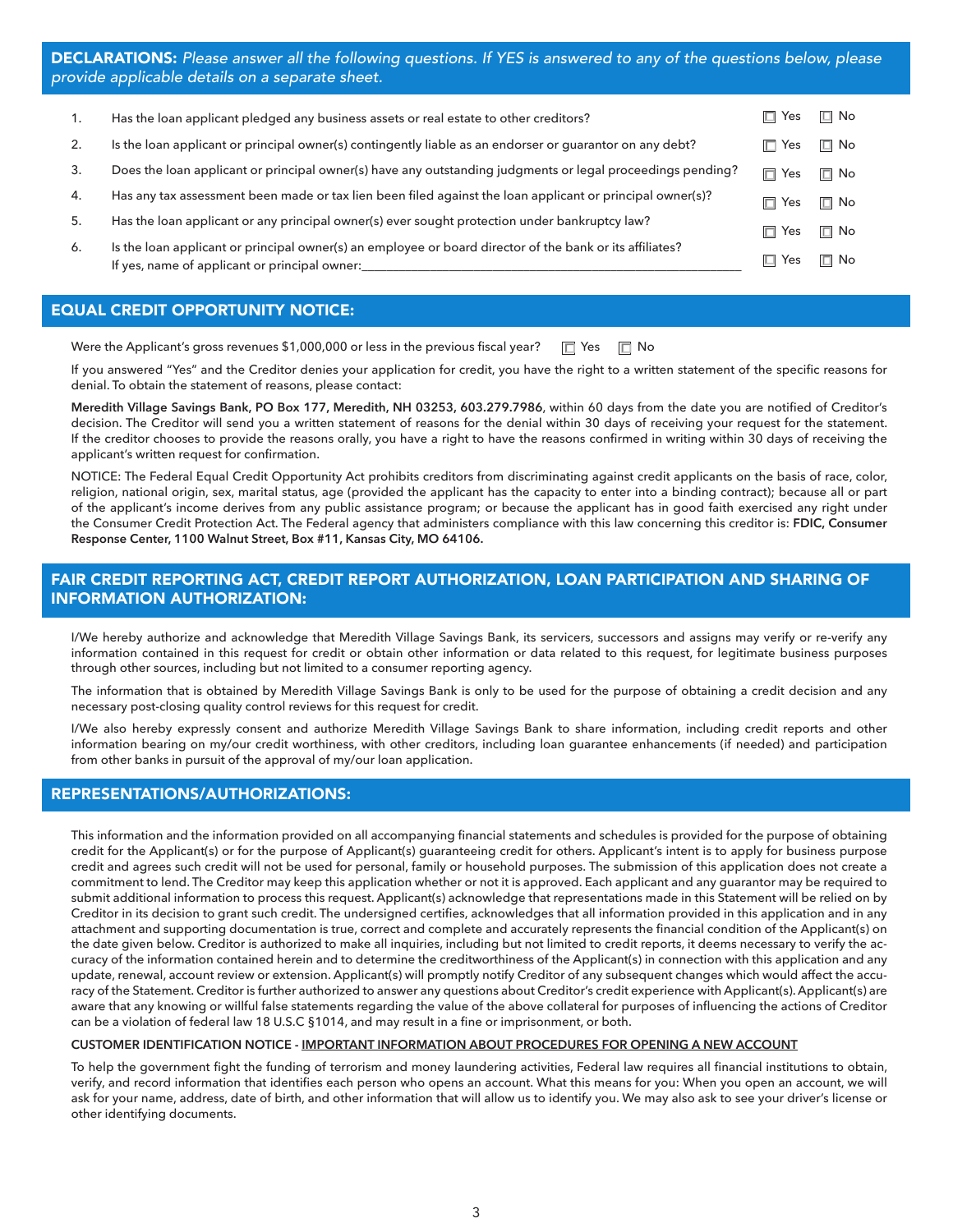## DECLARATIONS: *Please answer all the following questions. If YES is answered to any of the questions below, please provide applicable details on a separate sheet.*

| | | | |
|---|---|---|---|
| 1. | Has the loan applicant pledged any business assets or real estate to other creditors? | ☐ Yes | ☐ No |
| 2. | Is the loan applicant or principal owner(s) contingently liable as an endorser or guarantor on any debt? | ☐ Yes | ☐ No |
| 3. | Does the loan applicant or principal owner(s) have any outstanding judgments or legal proceedings pending? | ☐ Yes | ☐ No |
| 4. | Has any tax assessment been made or tax lien been filed against the loan applicant or principal owner(s)? | ☐ Yes | ☐ No |
| 5. | Has the loan applicant or any principal owner(s) ever sought protection under bankruptcy law? | ☐ Yes | ☐ No |
| 6. | Is the loan applicant or principal owner(s) an employee or board director of the bank or its affiliates? If yes, name of applicant or principal owner:___________________________ | ☐ Yes | ☐ No |

## EQUAL CREDIT OPPORTUNITY NOTICE:

Were the Applicant's gross revenues $1,000,000 or less in the previous fiscal year? ☐ Yes ☐ No

If you answered "Yes" and the Creditor denies your application for credit, you have the right to a written statement of the specific reasons for denial. To obtain the statement of reasons, please contact:

**Meredith Village Savings Bank, PO Box 177, Meredith, NH 03253, 603.279.7986**, within 60 days from the date you are notified of Creditor's decision. The Creditor will send you a written statement of reasons for the denial within 30 days of receiving your request for the statement. If the creditor chooses to provide the reasons orally, you have a right to have the reasons confirmed in writing within 30 days of receiving the applicant's written request for confirmation.

NOTICE: The Federal Equal Credit Opportunity Act prohibits creditors from discriminating against credit applicants on the basis of race, color, religion, national origin, sex, marital status, age (provided the applicant has the capacity to enter into a binding contract); because all or part of the applicant's income derives from any public assistance program; or because the applicant has in good faith exercised any right under the Consumer Credit Protection Act. The Federal agency that administers compliance with this law concerning this creditor is: **FDIC, Consumer Response Center, 1100 Walnut Street, Box #11, Kansas City, MO 64106.**

## FAIR CREDIT REPORTING ACT, CREDIT REPORT AUTHORIZATION, LOAN PARTICIPATION AND SHARING OF INFORMATION AUTHORIZATION:

I/We hereby authorize and acknowledge that Meredith Village Savings Bank, its servicers, successors and assigns may verify or re-verify any information contained in this request for credit or obtain other information or data related to this request, for legitimate business purposes through other sources, including but not limited to a consumer reporting agency.

The information that is obtained by Meredith Village Savings Bank is only to be used for the purpose of obtaining a credit decision and any necessary post-closing quality control reviews for this request for credit.

I/We also hereby expressly consent and authorize Meredith Village Savings Bank to share information, including credit reports and other information bearing on my/our credit worthiness, with other creditors, including loan guarantee enhancements (if needed) and participation from other banks in pursuit of the approval of my/our loan application.

## REPRESENTATIONS/AUTHORIZATIONS:

This information and the information provided on all accompanying financial statements and schedules is provided for the purpose of obtaining credit for the Applicant(s) or for the purpose of Applicant(s) guaranteeing credit for others. Applicant's intent is to apply for business purpose credit and agrees such credit will not be used for personal, family or household purposes. The submission of this application does not create a commitment to lend. The Creditor may keep this application whether or not it is approved. Each applicant and any guarantor may be required to submit additional information to process this request. Applicant(s) acknowledge that representations made in this Statement will be relied on by Creditor in its decision to grant such credit. The undersigned certifies, acknowledges that all information provided in this application and in any attachment and supporting documentation is true, correct and complete and accurately represents the financial condition of the Applicant(s) on the date given below. Creditor is authorized to make all inquiries, including but not limited to credit reports, it deems necessary to verify the accuracy of the information contained herein and to determine the creditworthiness of the Applicant(s) in connection with this application and any update, renewal, account review or extension. Applicant(s) will promptly notify Creditor of any subsequent changes which would affect the accuracy of the Statement. Creditor is further authorized to answer any questions about Creditor's credit experience with Applicant(s). Applicant(s) are aware that any knowing or willful false statements regarding the value of the above collateral for purposes of influencing the actions of Creditor can be a violation of federal law 18 U.S.C §1014, and may result in a fine or imprisonment, or both.

**CUSTOMER IDENTIFICATION NOTICE - IMPORTANT INFORMATION ABOUT PROCEDURES FOR OPENING A NEW ACCOUNT**

To help the government fight the funding of terrorism and money laundering activities, Federal law requires all financial institutions to obtain, verify, and record information that identifies each person who opens an account. What this means for you: When you open an account, we will ask for your name, address, date of birth, and other information that will allow us to identify you. We may also ask to see your driver's license or other identifying documents.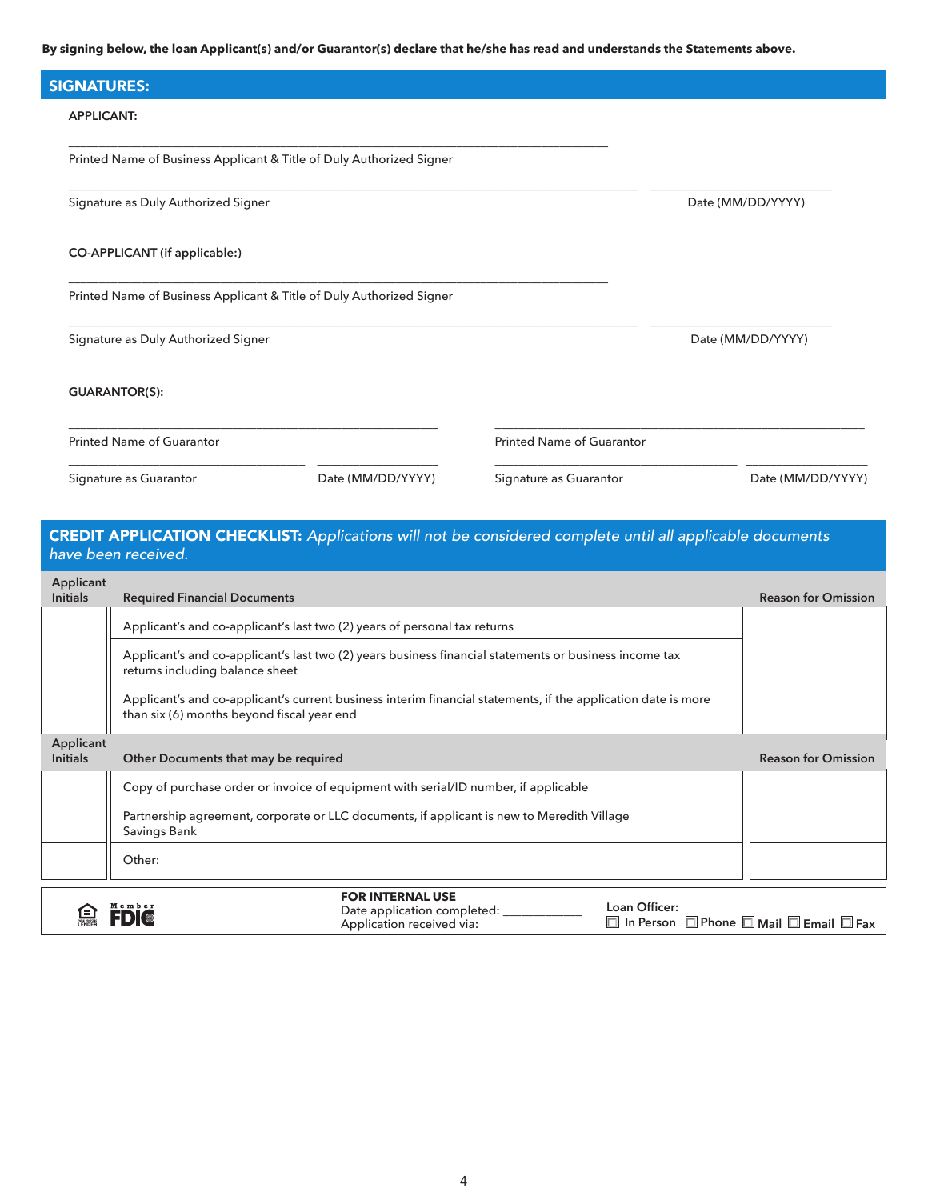**By signing below, the loan Applicant(s) and/or Guarantor(s) declare that he/she has read and understands the Statements above.**

## SIGNATURES:

**APPLICANT:**

\_\_\_\_\_\_\_\_\_\_\_\_\_\_\_\_\_\_\_\_\_\_\_\_\_\_\_\_\_\_\_\_\_\_\_\_\_\_\_\_\_\_\_\_\_\_\_\_\_\_\_\_\_\_\_\_

Printed Name of Business Applicant & Title of Duly Authorized Signer

\_\_\_\_\_\_\_\_\_\_\_\_\_\_\_\_\_\_\_\_\_\_\_\_\_\_\_\_\_\_\_\_\_\_\_\_\_\_\_\_\_\_\_\_\_\_\_\_\_\_\_\_\_\_\_\_ \_\_\_\_\_\_\_\_\_\_\_\_\_\_\_\_\_\_\_\_

Signature as Duly Authorized Signer Date (MM/DD/YYYY)

**CO-APPLICANT (if applicable:)**

\_\_\_\_\_\_\_\_\_\_\_\_\_\_\_\_\_\_\_\_\_\_\_\_\_\_\_\_\_\_\_\_\_\_\_\_\_\_\_\_\_\_\_\_\_\_\_\_\_\_\_\_\_\_\_\_

Printed Name of Business Applicant & Title of Duly Authorized Signer

\_\_\_\_\_\_\_\_\_\_\_\_\_\_\_\_\_\_\_\_\_\_\_\_\_\_\_\_\_\_\_\_\_\_\_\_\_\_\_\_\_\_\_\_\_\_\_\_\_\_\_\_\_\_\_\_ \_\_\_\_\_\_\_\_\_\_\_\_\_\_\_\_\_\_\_\_

Signature as Duly Authorized Signer Date (MM/DD/YYYY)

**GUARANTOR(S):**

\_\_\_\_\_\_\_\_\_\_\_\_\_\_\_\_\_\_\_\_\_\_\_\_\_\_\_\_\_\_\_\_\_\_\_\_\_\_\_\_

Printed Name of Guarantor

\_\_\_\_\_\_\_\_\_\_\_\_\_\_\_\_\_\_\_\_\_\_\_\_\_\_ \_\_\_\_\_\_\_\_\_\_\_\_\_\_

Signature as Guarantor Date (MM/DD/YYYY)

\_\_\_\_\_\_\_\_\_\_\_\_\_\_\_\_\_\_\_\_\_\_\_\_\_\_\_\_\_\_\_\_\_\_\_\_\_\_\_\_

Printed Name of Guarantor

\_\_\_\_\_\_\_\_\_\_\_\_\_\_\_\_\_\_\_\_\_\_\_\_\_\_ \_\_\_\_\_\_\_\_\_\_\_\_\_\_

Signature as Guarantor Date (MM/DD/YYYY)

## CREDIT APPLICATION CHECKLIST: *Applications will not be considered complete until all applicable documents have been received.*

| Applicant Initials | Required Financial Documents | Reason for Omission |
|---|---|---|
| | Applicant's and co-applicant's last two (2) years of personal tax returns | |
| | Applicant's and co-applicant's last two (2) years business financial statements or business income tax returns including balance sheet | |
| | Applicant's and co-applicant's current business interim financial statements, if the application date is more than six (6) months beyond fiscal year end | |
| **Applicant Initials** | **Other Documents that may be required** | **Reason for Omission** |
| | Copy of purchase order or invoice of equipment with serial/ID number, if applicable | |
| | Partnership agreement, corporate or LLC documents, if applicant is new to Meredith Village Savings Bank | |
| | Other: | |

Member FDIC

**FOR INTERNAL USE**
Date application completed: \_\_\_\_\_\_\_\_\_\_\_\_
Application received via:

Loan Officer:
☐ In Person ☐ Phone ☐ Mail ☐ Email ☐ Fax